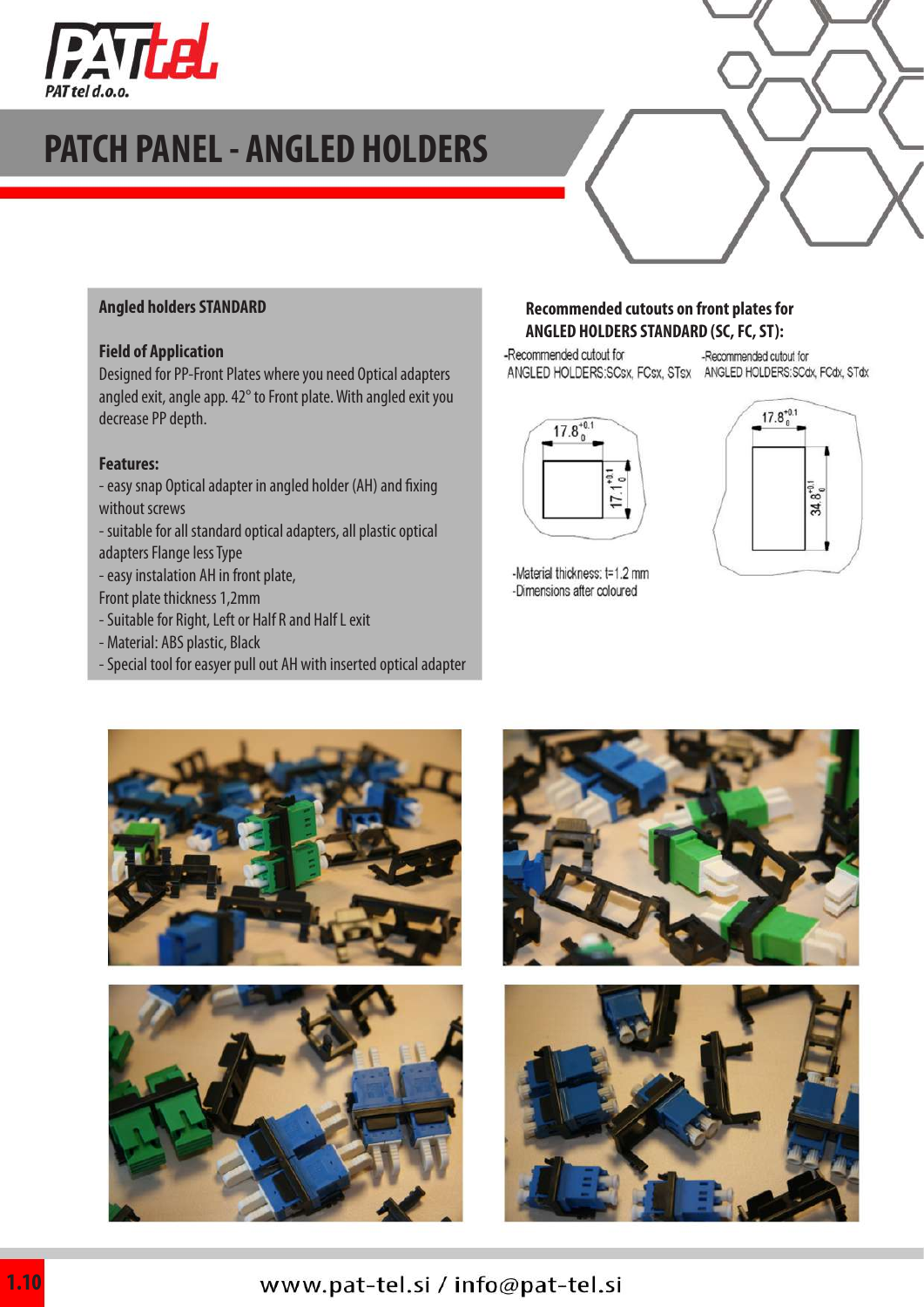PAT tel d.o.o.

# PATCH PANEL - ANGLED HOLDERS

## Angled holders STANDARD

**Field of Application**

Designed for PP-Front Plates where you need Optical adapters angled exit, angle app. 42° to Front plate. With angled exit you decrease PP depth.

**Features:**

- easy snap Optical adapter in angled holder (AH) and fixing without screws
- suitable for all standard optical adapters, all plastic optical adapters Flange less Type
- easy instalation AH in front plate, Front plate thickness 1,2mm
- Suitable for Right, Left or Half R and Half L exit
- Material: ABS plastic, Black
- Special tool for easyer pull out AH with inserted optical adapter

**Recommended cutouts on front plates for ANGLED HOLDERS STANDARD (SC, FC, ST):**

-Recommended cutout for ANGLED HOLDERS:SCsx, FCsx, STsx

$17.8^{+0.1}_{0}$ × $17.1^{+0.1}_{0}$

-Recommended cutout for ANGLED HOLDERS:SCdx, FCdx, STdx

$17.8^{+0.1}_{0}$ × $34.8^{+0.1}_{0}$

-Material thickness: t=1.2 mm
-Dimensions after coloured

www.pat-tel.si / info@pat-tel.si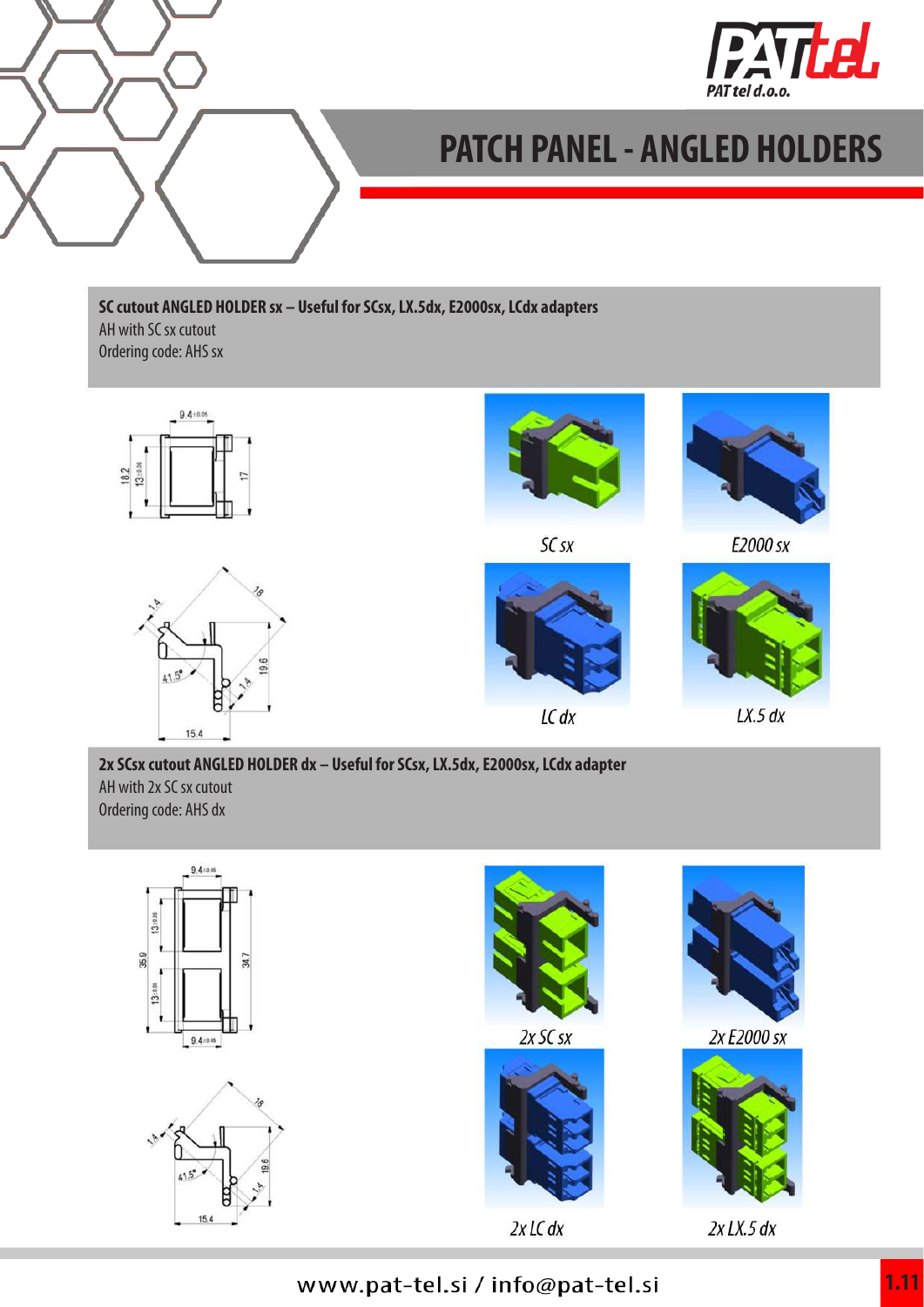# PATCH PANEL - ANGLED HOLDERS

**SC cutout ANGLED HOLDER sx – Useful for SCsx, LX.5dx, E2000sx, LCdx adapters**
AH with SC sx cutout
Ordering code: AHS sx

SC sx

E2000 sx

LC dx

LX.5 dx

**2x SCsx cutout ANGLED HOLDER dx – Useful for SCsx, LX.5dx, E2000sx, LCdx adapter**
AH with 2x SC sx cutout
Ordering code: AHS dx

2x SC sx

2x E2000 sx

2x LC dx

2x LX.5 dx

www.pat-tel.si / info@pat-tel.si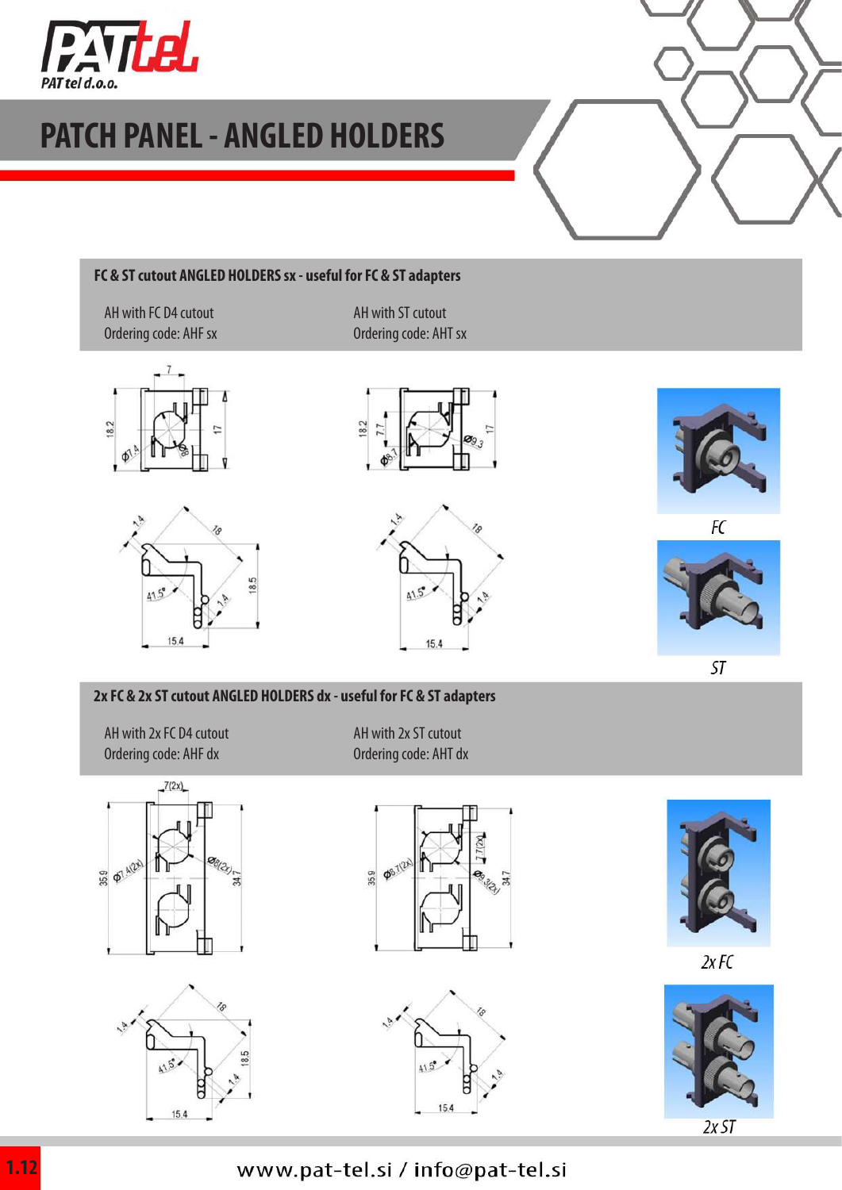# PATCH PANEL - ANGLED HOLDERS

## FC & ST cutout ANGLED HOLDERS sx - useful for FC & ST adapters

AH with FC D4 cutout
Ordering code: AHF sx

AH with ST cutout
Ordering code: AHT sx

7
18.2
17
Ø7.4
Ø8

18.2
7.7
17
Ø8.7
Ø9.3

1.4
18
41.5°
18.5
1.4
15.4

1.4
18
41.5°
1.4
15.4

FC

ST

## 2x FC & 2x ST cutout ANGLED HOLDERS dx - useful for FC & ST adapters

AH with 2x FC D4 cutout
Ordering code: AHF dx

AH with 2x ST cutout
Ordering code: AHT dx

7(2x)
35.9
Ø7.4(2x)
Ø8(2x)
34.7

35.9
Ø8.7(2x)
7.7(2x)
Ø9.3(2x)
34.7

1.4
18
41.5°
18.5
1.4
15.4

1.4
18
41.5°
1.4
15.4

2x FC

2x ST

www.pat-tel.si / info@pat-tel.si